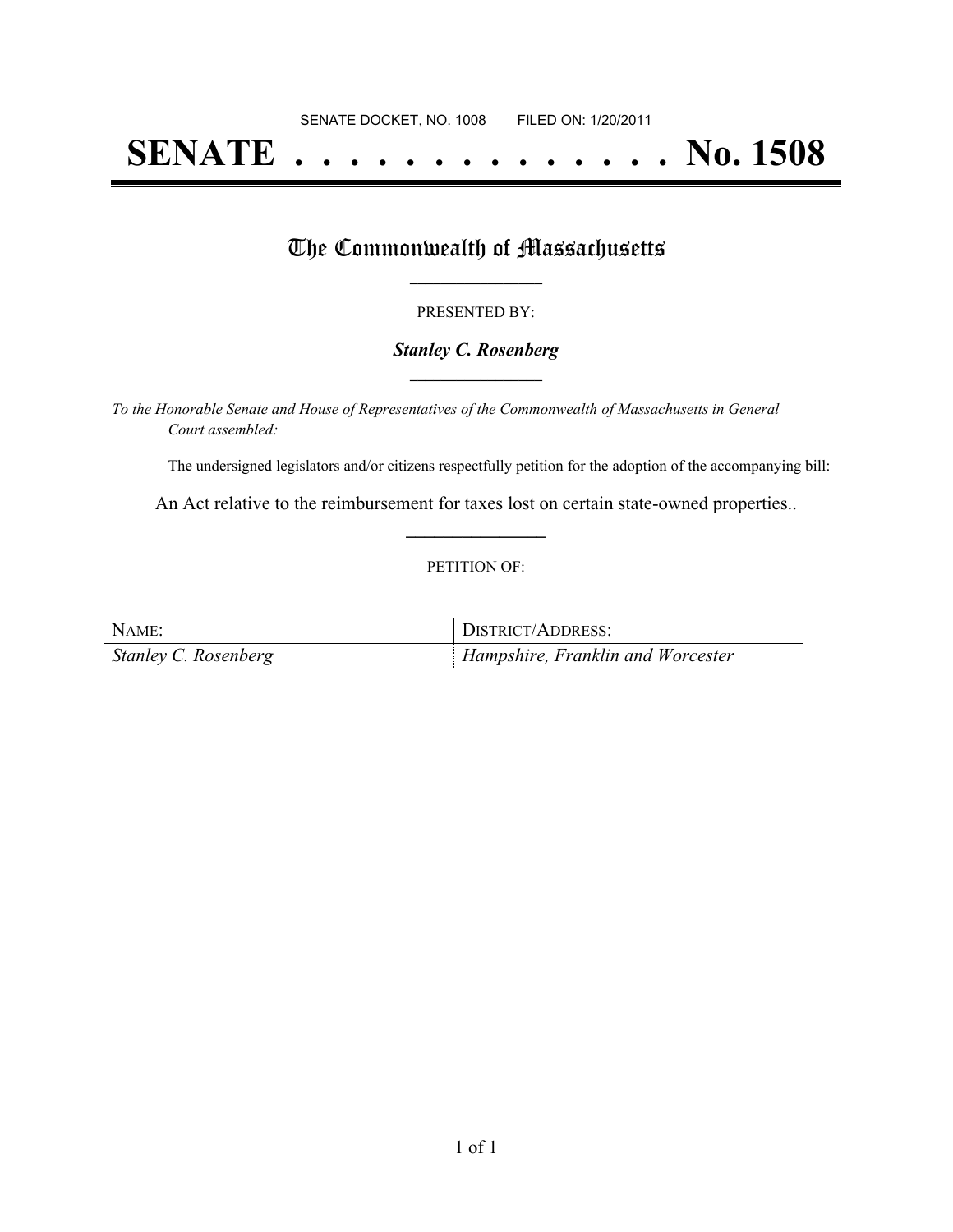SENATE DOCKET, NO. 1008        FILED ON: 1/20/2011

# SENATE . . . . . . . . . . . . . . No. 1508

## The Commonwealth of Massachusetts

PRESENTED BY:

***Stanley C. Rosenberg***

*To the Honorable Senate and House of Representatives of the Commonwealth of Massachusetts in General Court assembled:*

The undersigned legislators and/or citizens respectfully petition for the adoption of the accompanying bill:

An Act relative to the reimbursement for taxes lost on certain state-owned properties..

PETITION OF:

| NAME: | DISTRICT/ADDRESS: |
| --- | --- |
| *Stanley C. Rosenberg* | *Hampshire, Franklin and Worcester* |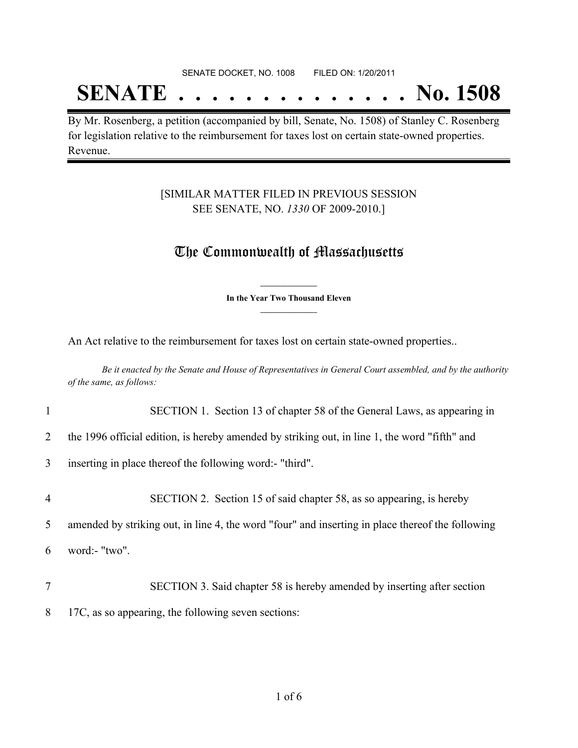SENATE DOCKET, NO. 1008 FILED ON: 1/20/2011

# SENATE . . . . . . . . . . . . . . No. 1508

By Mr. Rosenberg, a petition (accompanied by bill, Senate, No. 1508) of Stanley C. Rosenberg for legislation relative to the reimbursement for taxes lost on certain state-owned properties. Revenue.

[SIMILAR MATTER FILED IN PREVIOUS SESSION
SEE SENATE, NO. *1330* OF 2009-2010.]

## The Commonwealth of Massachusetts

**In the Year Two Thousand Eleven**

An Act relative to the reimbursement for taxes lost on certain state-owned properties..

*Be it enacted by the Senate and House of Representatives in General Court assembled, and by the authority of the same, as follows:*

1 SECTION 1. Section 13 of chapter 58 of the General Laws, as appearing in
2 the 1996 official edition, is hereby amended by striking out, in line 1, the word "fifth" and
3 inserting in place thereof the following word:- "third".

4 SECTION 2. Section 15 of said chapter 58, as so appearing, is hereby
5 amended by striking out, in line 4, the word "four" and inserting in place thereof the following
6 word:- "two".

7 SECTION 3. Said chapter 58 is hereby amended by inserting after section
8 17C, as so appearing, the following seven sections: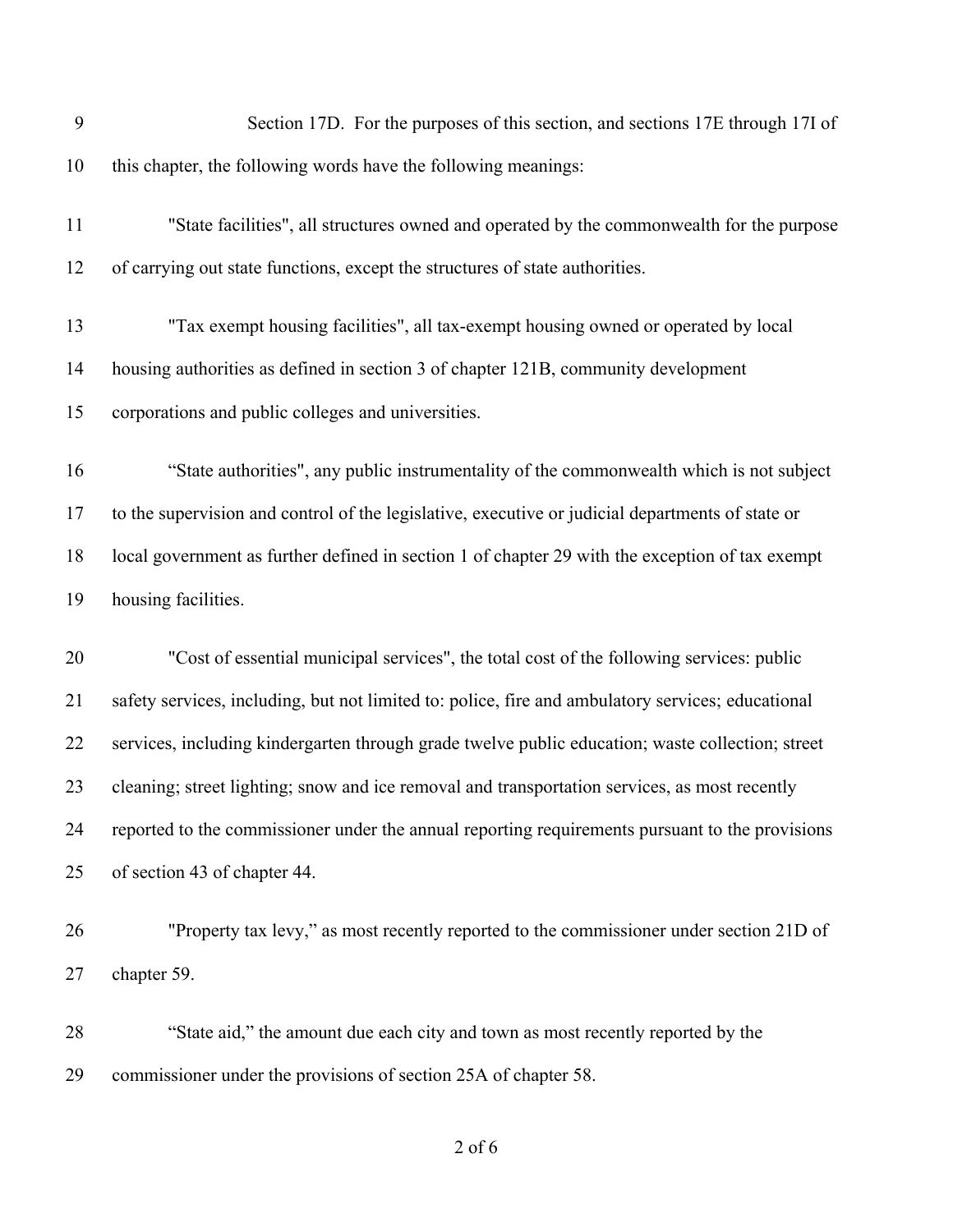Section 17D. For the purposes of this section, and sections 17E through 17I of this chapter, the following words have the following meanings:

"State facilities", all structures owned and operated by the commonwealth for the purpose of carrying out state functions, except the structures of state authorities.

"Tax exempt housing facilities", all tax-exempt housing owned or operated by local housing authorities as defined in section 3 of chapter 121B, community development corporations and public colleges and universities.

“State authorities", any public instrumentality of the commonwealth which is not subject to the supervision and control of the legislative, executive or judicial departments of state or local government as further defined in section 1 of chapter 29 with the exception of tax exempt housing facilities.

"Cost of essential municipal services", the total cost of the following services: public safety services, including, but not limited to: police, fire and ambulatory services; educational services, including kindergarten through grade twelve public education; waste collection; street cleaning; street lighting; snow and ice removal and transportation services, as most recently reported to the commissioner under the annual reporting requirements pursuant to the provisions of section 43 of chapter 44.

"Property tax levy,” as most recently reported to the commissioner under section 21D of chapter 59.

“State aid,” the amount due each city and town as most recently reported by the commissioner under the provisions of section 25A of chapter 58.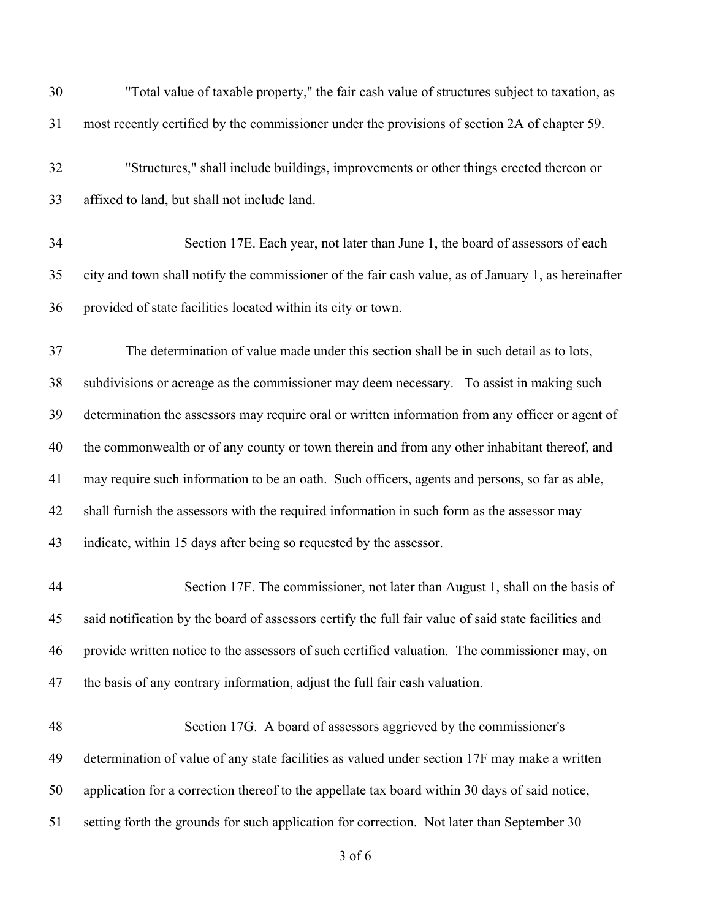"Total value of taxable property," the fair cash value of structures subject to taxation, as most recently certified by the commissioner under the provisions of section 2A of chapter 59.

"Structures," shall include buildings, improvements or other things erected thereon or affixed to land, but shall not include land.

Section 17E. Each year, not later than June 1, the board of assessors of each city and town shall notify the commissioner of the fair cash value, as of January 1, as hereinafter provided of state facilities located within its city or town.

The determination of value made under this section shall be in such detail as to lots, subdivisions or acreage as the commissioner may deem necessary. To assist in making such determination the assessors may require oral or written information from any officer or agent of the commonwealth or of any county or town therein and from any other inhabitant thereof, and may require such information to be an oath. Such officers, agents and persons, so far as able, shall furnish the assessors with the required information in such form as the assessor may indicate, within 15 days after being so requested by the assessor.

Section 17F. The commissioner, not later than August 1, shall on the basis of said notification by the board of assessors certify the full fair value of said state facilities and provide written notice to the assessors of such certified valuation. The commissioner may, on the basis of any contrary information, adjust the full fair cash valuation.

Section 17G. A board of assessors aggrieved by the commissioner's determination of value of any state facilities as valued under section 17F may make a written application for a correction thereof to the appellate tax board within 30 days of said notice, setting forth the grounds for such application for correction. Not later than September 30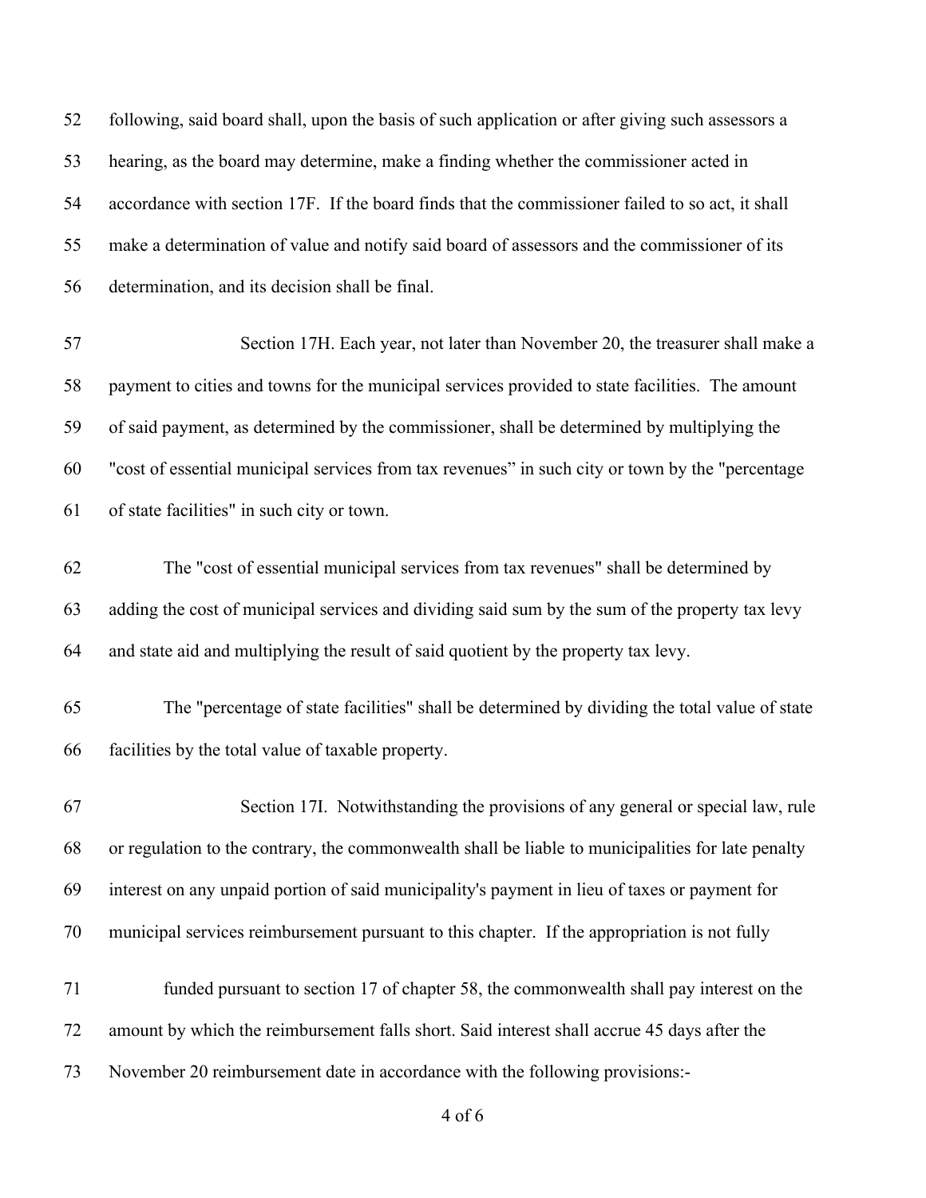following, said board shall, upon the basis of such application or after giving such assessors a hearing, as the board may determine, make a finding whether the commissioner acted in accordance with section 17F. If the board finds that the commissioner failed to so act, it shall make a determination of value and notify said board of assessors and the commissioner of its determination, and its decision shall be final.

Section 17H. Each year, not later than November 20, the treasurer shall make a payment to cities and towns for the municipal services provided to state facilities. The amount of said payment, as determined by the commissioner, shall be determined by multiplying the "cost of essential municipal services from tax revenues" in such city or town by the "percentage of state facilities" in such city or town.

The "cost of essential municipal services from tax revenues" shall be determined by adding the cost of municipal services and dividing said sum by the sum of the property tax levy and state aid and multiplying the result of said quotient by the property tax levy.

The "percentage of state facilities" shall be determined by dividing the total value of state facilities by the total value of taxable property.

Section 17I. Notwithstanding the provisions of any general or special law, rule or regulation to the contrary, the commonwealth shall be liable to municipalities for late penalty interest on any unpaid portion of said municipality's payment in lieu of taxes or payment for municipal services reimbursement pursuant to this chapter. If the appropriation is not fully

funded pursuant to section 17 of chapter 58, the commonwealth shall pay interest on the amount by which the reimbursement falls short. Said interest shall accrue 45 days after the November 20 reimbursement date in accordance with the following provisions:-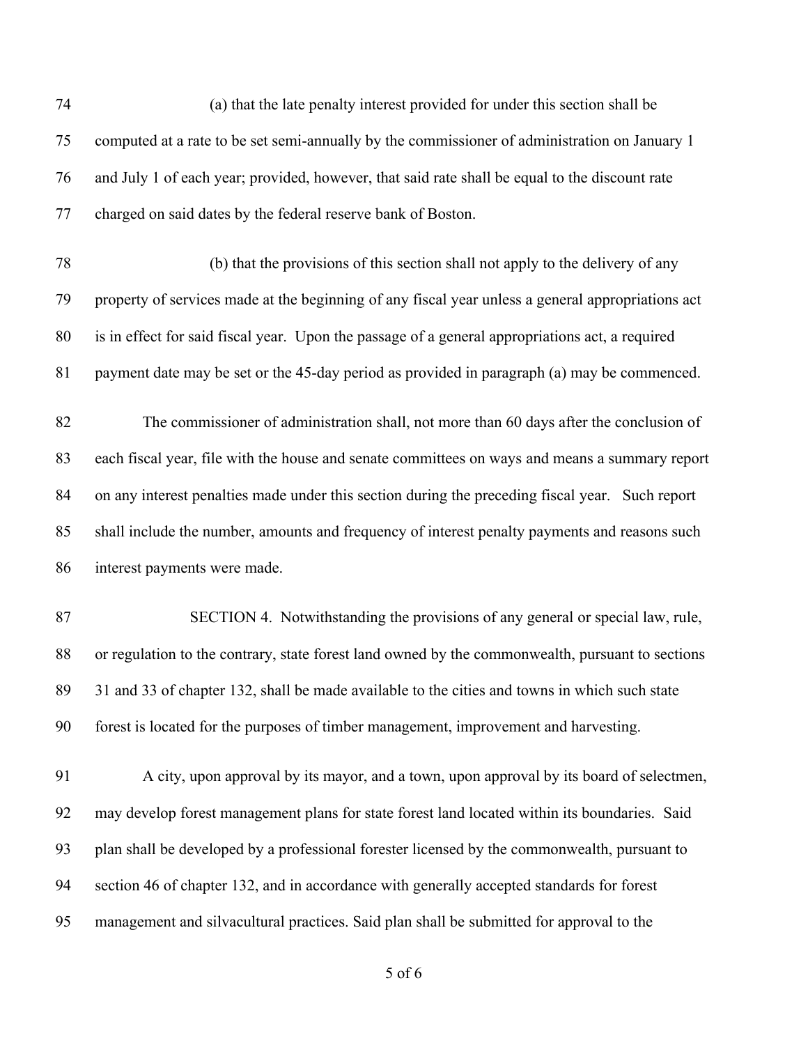(a) that the late penalty interest provided for under this section shall be computed at a rate to be set semi-annually by the commissioner of administration on January 1 and July 1 of each year; provided, however, that said rate shall be equal to the discount rate charged on said dates by the federal reserve bank of Boston.

(b) that the provisions of this section shall not apply to the delivery of any property of services made at the beginning of any fiscal year unless a general appropriations act is in effect for said fiscal year. Upon the passage of a general appropriations act, a required payment date may be set or the 45-day period as provided in paragraph (a) may be commenced.

The commissioner of administration shall, not more than 60 days after the conclusion of each fiscal year, file with the house and senate committees on ways and means a summary report on any interest penalties made under this section during the preceding fiscal year. Such report shall include the number, amounts and frequency of interest penalty payments and reasons such interest payments were made.

SECTION 4. Notwithstanding the provisions of any general or special law, rule, or regulation to the contrary, state forest land owned by the commonwealth, pursuant to sections 31 and 33 of chapter 132, shall be made available to the cities and towns in which such state forest is located for the purposes of timber management, improvement and harvesting.

A city, upon approval by its mayor, and a town, upon approval by its board of selectmen, may develop forest management plans for state forest land located within its boundaries. Said plan shall be developed by a professional forester licensed by the commonwealth, pursuant to section 46 of chapter 132, and in accordance with generally accepted standards for forest management and silvacultural practices. Said plan shall be submitted for approval to the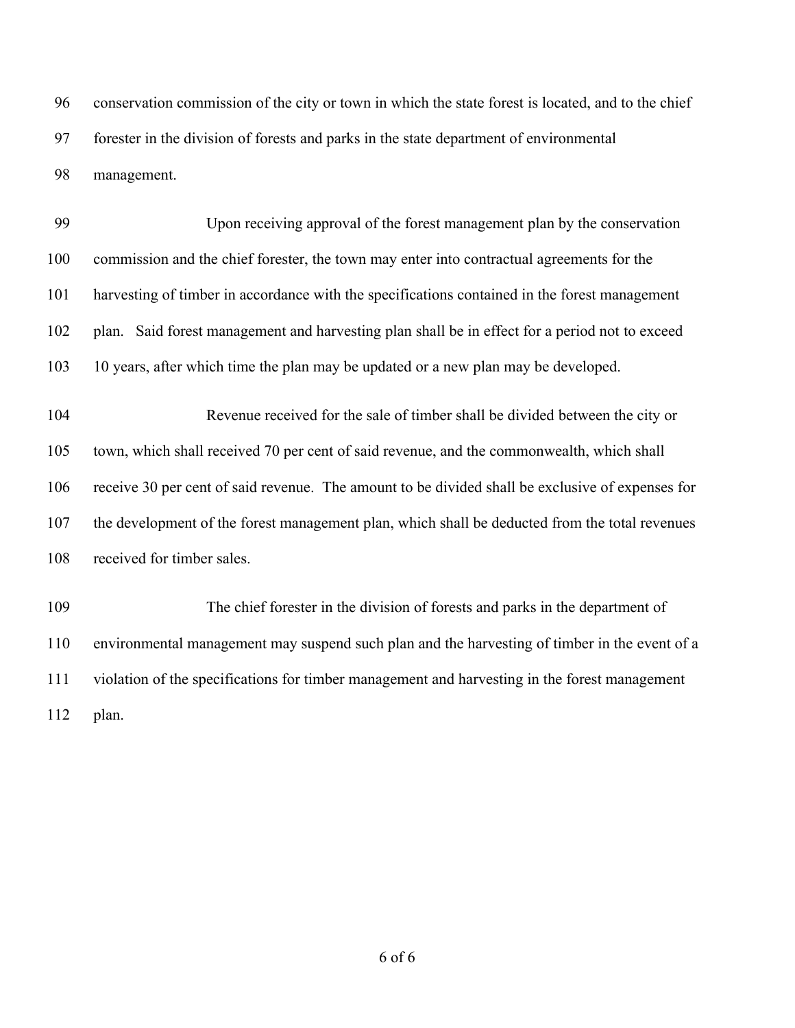conservation commission of the city or town in which the state forest is located, and to the chief forester in the division of forests and parks in the state department of environmental management.

Upon receiving approval of the forest management plan by the conservation commission and the chief forester, the town may enter into contractual agreements for the harvesting of timber in accordance with the specifications contained in the forest management plan. Said forest management and harvesting plan shall be in effect for a period not to exceed 10 years, after which time the plan may be updated or a new plan may be developed.

Revenue received for the sale of timber shall be divided between the city or town, which shall received 70 per cent of said revenue, and the commonwealth, which shall receive 30 per cent of said revenue. The amount to be divided shall be exclusive of expenses for the development of the forest management plan, which shall be deducted from the total revenues received for timber sales.

The chief forester in the division of forests and parks in the department of environmental management may suspend such plan and the harvesting of timber in the event of a violation of the specifications for timber management and harvesting in the forest management plan.